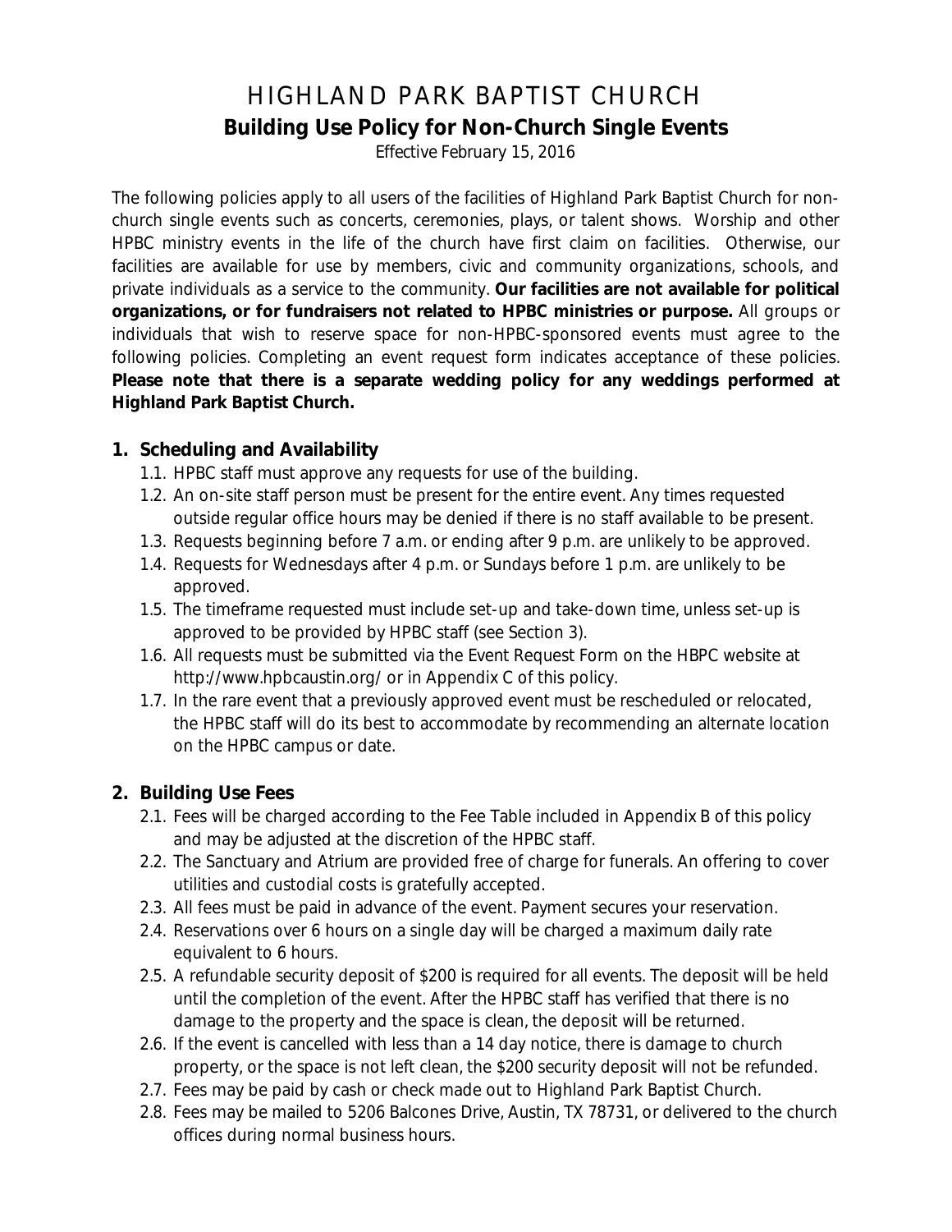# HIGHLAND PARK BAPTIST CHURCH

## Building Use Policy for Non-Church Single Events

*Effective February 15, 2016*

The following policies apply to all users of the facilities of Highland Park Baptist Church for non-church single events such as concerts, ceremonies, plays, or talent shows. Worship and other HPBC ministry events in the life of the church have first claim on facilities. Otherwise, our facilities are available for use by members, civic and community organizations, schools, and private individuals as a service to the community. **Our facilities are not available for political organizations, or for fundraisers not related to HPBC ministries or purpose.** All groups or individuals that wish to reserve space for non-HPBC-sponsored events must agree to the following policies. Completing an event request form indicates acceptance of these policies. **Please note that there is a separate wedding policy for any weddings performed at Highland Park Baptist Church.**

### 1. Scheduling and Availability

- 1.1. HPBC staff must approve any requests for use of the building.
- 1.2. An on-site staff person must be present for the entire event. Any times requested outside regular office hours may be denied if there is no staff available to be present.
- 1.3. Requests beginning before 7 a.m. or ending after 9 p.m. are unlikely to be approved.
- 1.4. Requests for Wednesdays after 4 p.m. or Sundays before 1 p.m. are unlikely to be approved.
- 1.5. The timeframe requested must include set-up and take-down time, unless set-up is approved to be provided by HPBC staff (see Section 3).
- 1.6. All requests must be submitted via the Event Request Form on the HBPC website at http://www.hpbcaustin.org/ or in Appendix C of this policy.
- 1.7. In the rare event that a previously approved event must be rescheduled or relocated, the HPBC staff will do its best to accommodate by recommending an alternate location on the HPBC campus or date.

### 2. Building Use Fees

- 2.1. Fees will be charged according to the Fee Table included in Appendix B of this policy and may be adjusted at the discretion of the HPBC staff.
- 2.2. The Sanctuary and Atrium are provided free of charge for funerals. An offering to cover utilities and custodial costs is gratefully accepted.
- 2.3. All fees must be paid in advance of the event. Payment secures your reservation.
- 2.4. Reservations over 6 hours on a single day will be charged a maximum daily rate equivalent to 6 hours.
- 2.5. A refundable security deposit of $200 is required for all events. The deposit will be held until the completion of the event. After the HPBC staff has verified that there is no damage to the property and the space is clean, the deposit will be returned.
- 2.6. If the event is cancelled with less than a 14 day notice, there is damage to church property, or the space is not left clean, the $200 security deposit will not be refunded.
- 2.7. Fees may be paid by cash or check made out to Highland Park Baptist Church.
- 2.8. Fees may be mailed to 5206 Balcones Drive, Austin, TX 78731, or delivered to the church offices during normal business hours.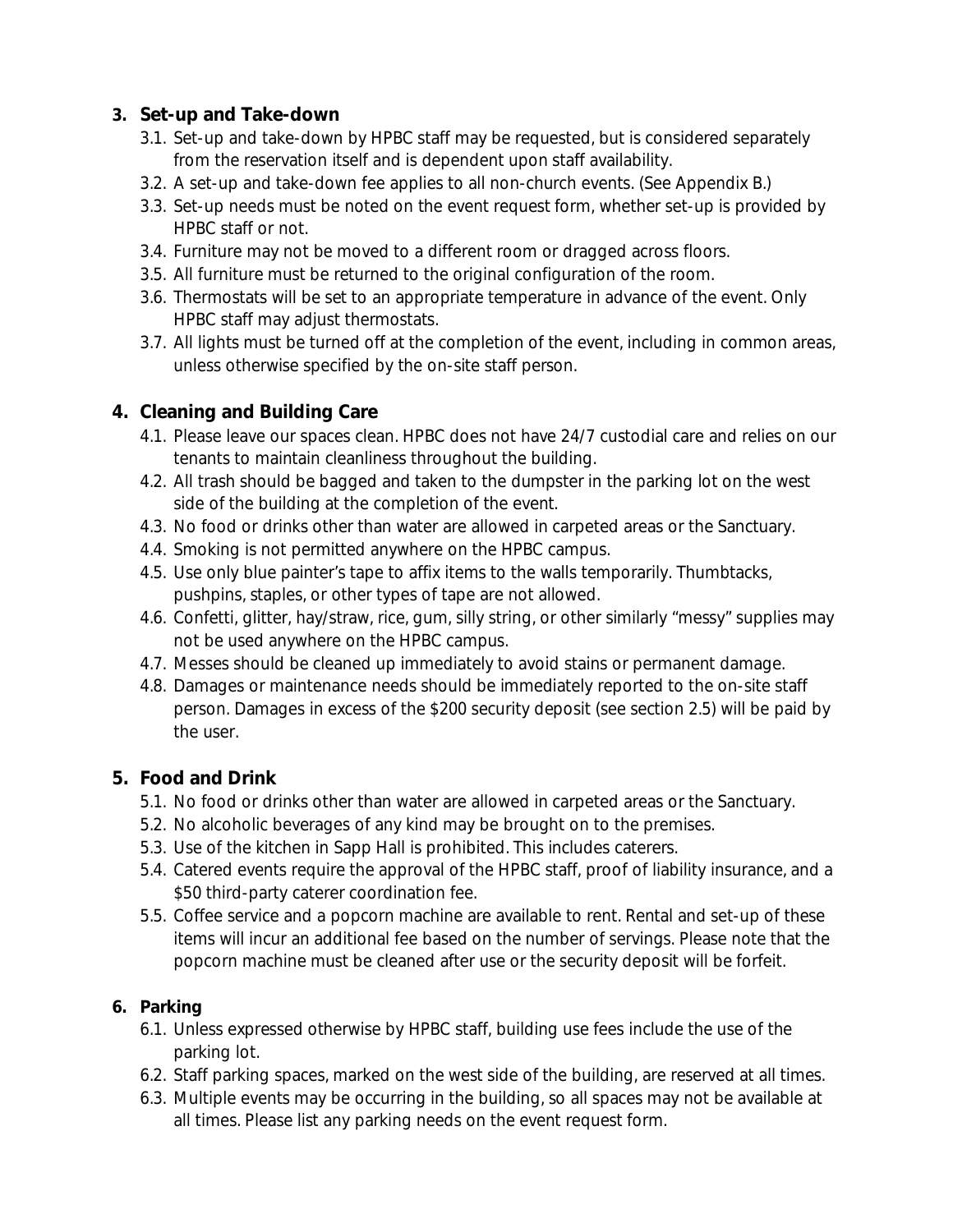## 3. Set-up and Take-down

- 3.1. Set-up and take-down by HPBC staff may be requested, but is considered separately from the reservation itself and is dependent upon staff availability.
- 3.2. A set-up and take-down fee applies to all non-church events. (See Appendix B.)
- 3.3. Set-up needs must be noted on the event request form, whether set-up is provided by HPBC staff or not.
- 3.4. Furniture may not be moved to a different room or dragged across floors.
- 3.5. All furniture must be returned to the original configuration of the room.
- 3.6. Thermostats will be set to an appropriate temperature in advance of the event. Only HPBC staff may adjust thermostats.
- 3.7. All lights must be turned off at the completion of the event, including in common areas, unless otherwise specified by the on-site staff person.

## 4. Cleaning and Building Care

- 4.1. Please leave our spaces clean. HPBC does not have 24/7 custodial care and relies on our tenants to maintain cleanliness throughout the building.
- 4.2. All trash should be bagged and taken to the dumpster in the parking lot on the west side of the building at the completion of the event.
- 4.3. No food or drinks other than water are allowed in carpeted areas or the Sanctuary.
- 4.4. Smoking is not permitted anywhere on the HPBC campus.
- 4.5. Use only blue painter's tape to affix items to the walls temporarily. Thumbtacks, pushpins, staples, or other types of tape are not allowed.
- 4.6. Confetti, glitter, hay/straw, rice, gum, silly string, or other similarly "messy" supplies may not be used anywhere on the HPBC campus.
- 4.7. Messes should be cleaned up immediately to avoid stains or permanent damage.
- 4.8. Damages or maintenance needs should be immediately reported to the on-site staff person. Damages in excess of the $200 security deposit (see section 2.5) will be paid by the user.

## 5. Food and Drink

- 5.1. No food or drinks other than water are allowed in carpeted areas or the Sanctuary.
- 5.2. No alcoholic beverages of any kind may be brought on to the premises.
- 5.3. Use of the kitchen in Sapp Hall is prohibited. This includes caterers.
- 5.4. Catered events require the approval of the HPBC staff, proof of liability insurance, and a $50 third-party caterer coordination fee.
- 5.5. Coffee service and a popcorn machine are available to rent. Rental and set-up of these items will incur an additional fee based on the number of servings. Please note that the popcorn machine must be cleaned after use or the security deposit will be forfeit.

## 6. Parking

- 6.1. Unless expressed otherwise by HPBC staff, building use fees include the use of the parking lot.
- 6.2. Staff parking spaces, marked on the west side of the building, are reserved at all times.
- 6.3. Multiple events may be occurring in the building, so all spaces may not be available at all times. Please list any parking needs on the event request form.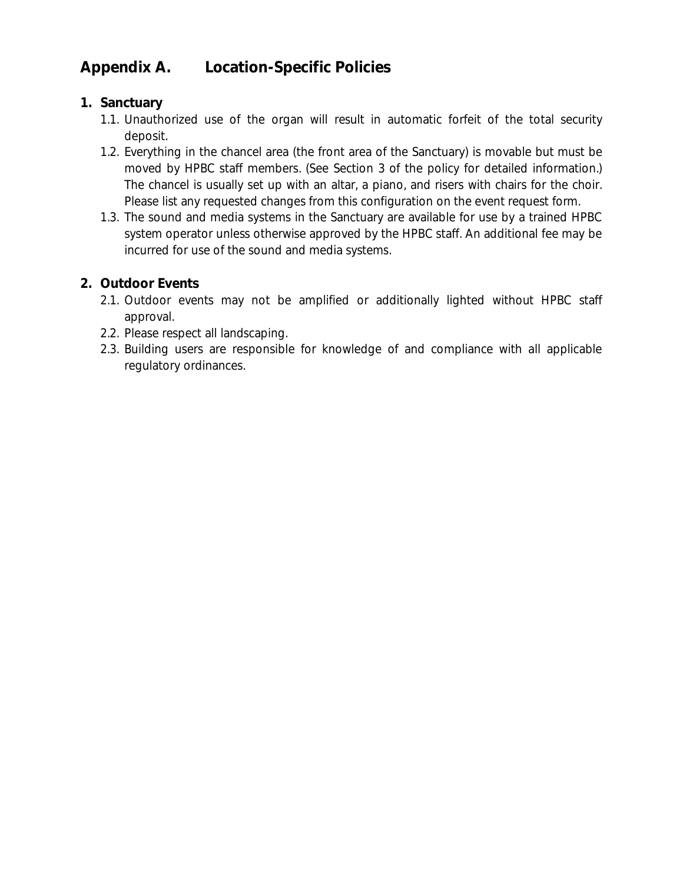## Appendix A. Location-Specific Policies

1. **Sanctuary**
   - 1.1. Unauthorized use of the organ will result in automatic forfeit of the total security deposit.
   - 1.2. Everything in the chancel area (the front area of the Sanctuary) is movable but must be moved by HPBC staff members. (See Section 3 of the policy for detailed information.) The chancel is usually set up with an altar, a piano, and risers with chairs for the choir. Please list any requested changes from this configuration on the event request form.
   - 1.3. The sound and media systems in the Sanctuary are available for use by a trained HPBC system operator unless otherwise approved by the HPBC staff. An additional fee may be incurred for use of the sound and media systems.

2. **Outdoor Events**
   - 2.1. Outdoor events may not be amplified or additionally lighted without HPBC staff approval.
   - 2.2. Please respect all landscaping.
   - 2.3. Building users are responsible for knowledge of and compliance with all applicable regulatory ordinances.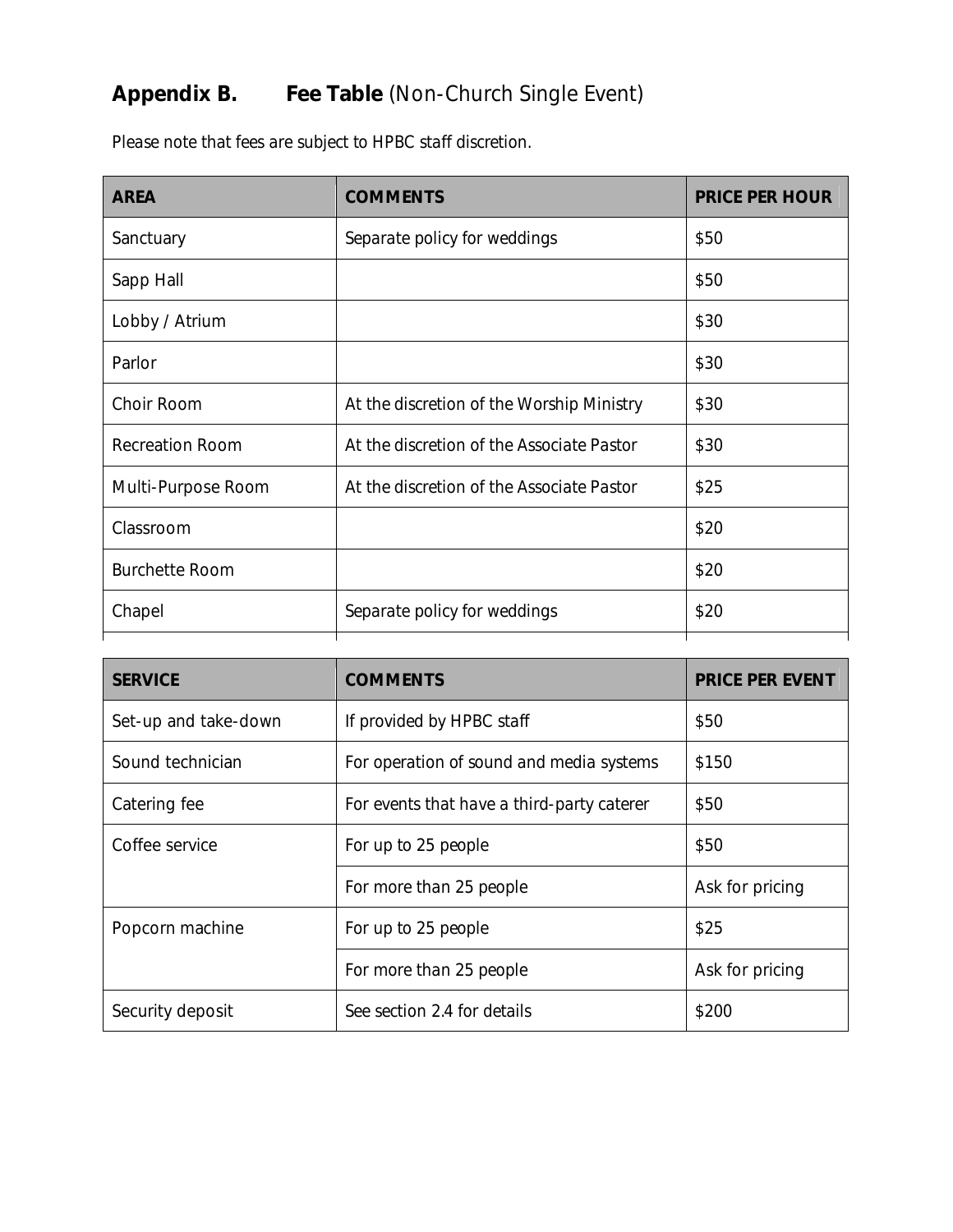## Appendix B. **Fee Table** (Non-Church Single Event)

Please note that fees are subject to HPBC staff discretion.

| AREA | COMMENTS | PRICE PER HOUR |
|---|---|---|
| Sanctuary | Separate policy for weddings | $50 |
| Sapp Hall | | $50 |
| Lobby / Atrium | | $30 |
| Parlor | | $30 |
| Choir Room | At the discretion of the Worship Ministry | $30 |
| Recreation Room | At the discretion of the Associate Pastor | $30 |
| Multi-Purpose Room | At the discretion of the Associate Pastor | $25 |
| Classroom | | $20 |
| Burchette Room | | $20 |
| Chapel | Separate policy for weddings | $20 |

| SERVICE | COMMENTS | PRICE PER EVENT |
|---|---|---|
| Set-up and take-down | If provided by HPBC staff | $50 |
| Sound technician | For operation of sound and media systems | $150 |
| Catering fee | For events that have a third-party caterer | $50 |
| Coffee service | For up to 25 people | $50 |
| | For more than 25 people | Ask for pricing |
| Popcorn machine | For up to 25 people | $25 |
| | For more than 25 people | Ask for pricing |
| Security deposit | See section 2.4 for details | $200 |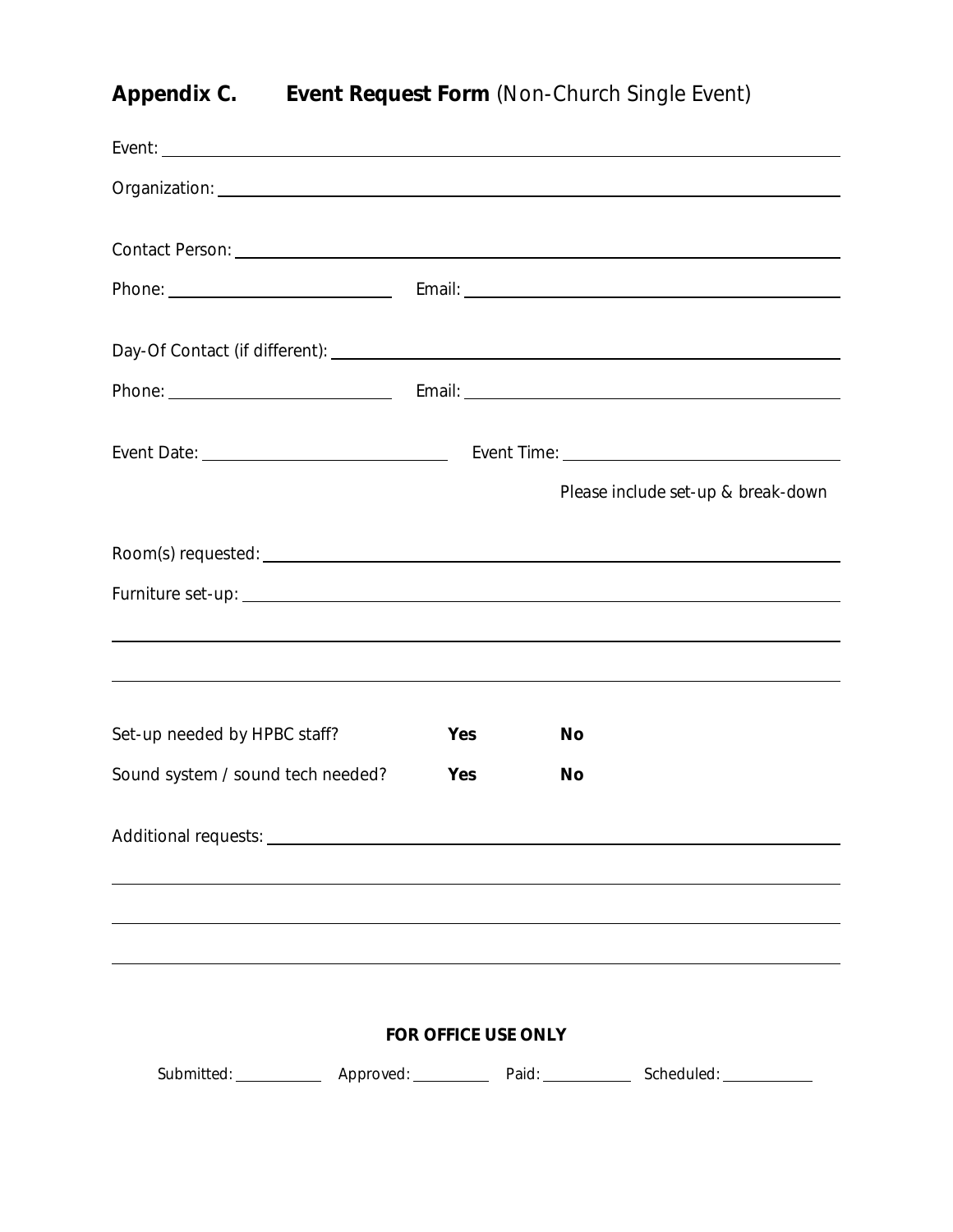# **Appendix C.** **Event Request Form** (Non-Church Single Event)

Event: ______________________________________________

Organization: ______________________________________________

Contact Person: ______________________________________________

Phone: ____________________ Email: ______________________________

Day-Of Contact (if different): ______________________________________________

Phone: ____________________ Email: ______________________________

Event Date: ____________________ Event Time: ____________________

Please include set-up & break-down

Room(s) requested: ______________________________________________

Furniture set-up: ______________________________________________

______________________________________________

______________________________________________

Set-up needed by HPBC staff? **Yes** **No**

Sound system / sound tech needed? **Yes** **No**

Additional requests: ______________________________________________

______________________________________________

______________________________________________

______________________________________________

**FOR OFFICE USE ONLY**

Submitted: __________ Approved: __________ Paid: __________ Scheduled: __________